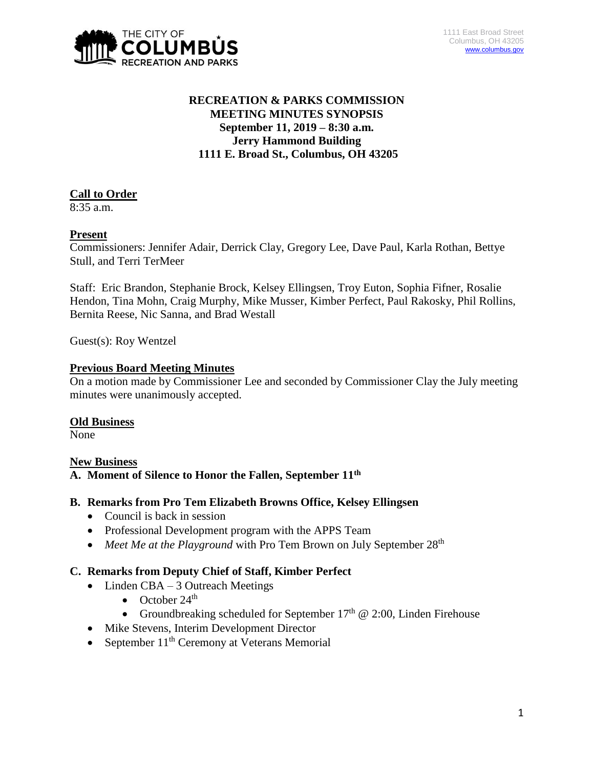THE CITY OF COLUMBUS RECREATION AND PARKS

1111 East Broad Street
Columbus, OH 43205
www.columbus.gov

**RECREATION & PARKS COMMISSION**
**MEETING MINUTES SYNOPSIS**
**September 11, 2019 – 8:30 a.m.**
**Jerry Hammond Building**
**1111 E. Broad St., Columbus, OH 43205**

**Call to Order**

8:35 a.m.

**Present**

Commissioners: Jennifer Adair, Derrick Clay, Gregory Lee, Dave Paul, Karla Rothan, Bettye Stull, and Terri TerMeer

Staff: Eric Brandon, Stephanie Brock, Kelsey Ellingsen, Troy Euton, Sophia Fifner, Rosalie Hendon, Tina Mohn, Craig Murphy, Mike Musser, Kimber Perfect, Paul Rakosky, Phil Rollins, Bernita Reese, Nic Sanna, and Brad Westall

Guest(s): Roy Wentzel

**Previous Board Meeting Minutes**

On a motion made by Commissioner Lee and seconded by Commissioner Clay the July meeting minutes were unanimously accepted.

**Old Business**

None

**New Business**

**A. Moment of Silence to Honor the Fallen, September 11th**

**B. Remarks from Pro Tem Elizabeth Browns Office, Kelsey Ellingsen**

- Council is back in session
- Professional Development program with the APPS Team
- *Meet Me at the Playground* with Pro Tem Brown on July September 28th

**C. Remarks from Deputy Chief of Staff, Kimber Perfect**

- Linden CBA – 3 Outreach Meetings
    - October 24th
    - Groundbreaking scheduled for September 17th @ 2:00, Linden Firehouse
- Mike Stevens, Interim Development Director
- September 11th Ceremony at Veterans Memorial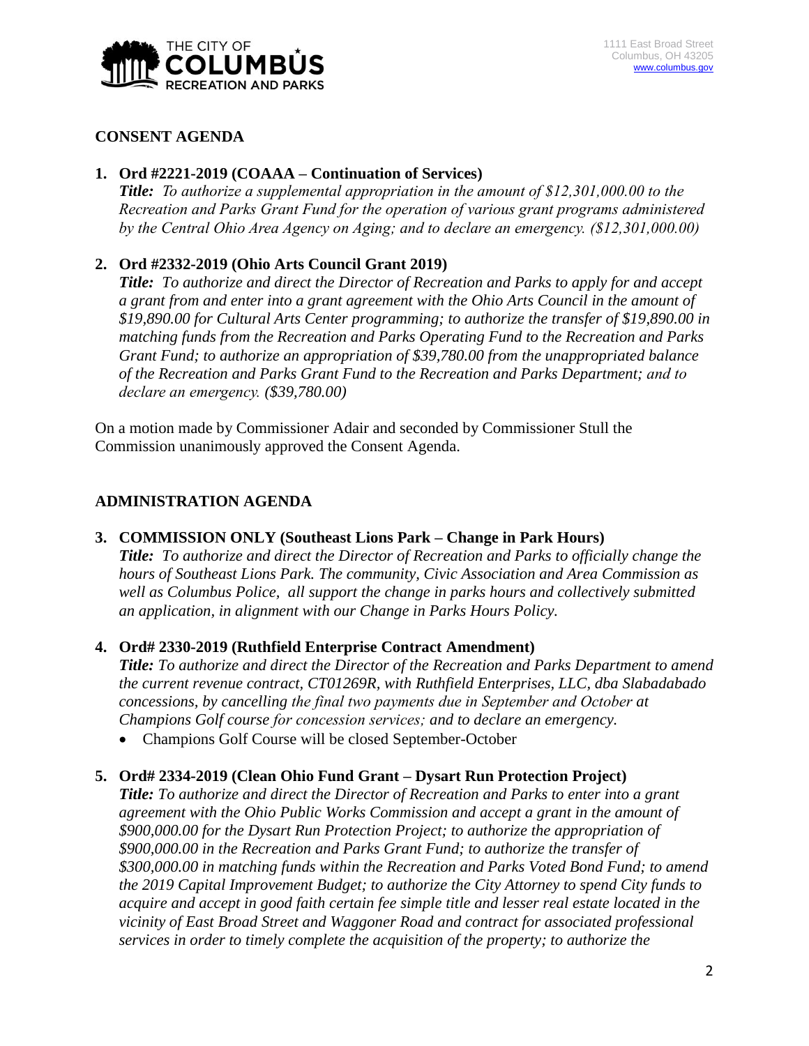## CONSENT AGENDA

1. **Ord #2221-2019 (COAAA – Continuation of Services)**
   ***Title:*** *To authorize a supplemental appropriation in the amount of $12,301,000.00 to the Recreation and Parks Grant Fund for the operation of various grant programs administered by the Central Ohio Area Agency on Aging; and to declare an emergency. ($12,301,000.00)*

2. **Ord #2332-2019 (Ohio Arts Council Grant 2019)**
   ***Title:*** *To authorize and direct the Director of Recreation and Parks to apply for and accept a grant from and enter into a grant agreement with the Ohio Arts Council in the amount of $19,890.00 for Cultural Arts Center programming; to authorize the transfer of $19,890.00 in matching funds from the Recreation and Parks Operating Fund to the Recreation and Parks Grant Fund; to authorize an appropriation of $39,780.00 from the unappropriated balance of the Recreation and Parks Grant Fund to the Recreation and Parks Department; and to declare an emergency. ($39,780.00)*

On a motion made by Commissioner Adair and seconded by Commissioner Stull the Commission unanimously approved the Consent Agenda.

## ADMINISTRATION AGENDA

3. **COMMISSION ONLY (Southeast Lions Park – Change in Park Hours)**
   ***Title:*** *To authorize and direct the Director of Recreation and Parks to officially change the hours of Southeast Lions Park. The community, Civic Association and Area Commission as well as Columbus Police, all support the change in parks hours and collectively submitted an application, in alignment with our Change in Parks Hours Policy.*

4. **Ord# 2330-2019 (Ruthfield Enterprise Contract Amendment)**
   ***Title:*** *To authorize and direct the Director of the Recreation and Parks Department to amend the current revenue contract, CT01269R, with Ruthfield Enterprises, LLC, dba Slabadabado concessions, by cancelling the final two payments due in September and October at Champions Golf course for concession services; and to declare an emergency.*
   - Champions Golf Course will be closed September-October

5. **Ord# 2334-2019 (Clean Ohio Fund Grant – Dysart Run Protection Project)**
   ***Title:*** *To authorize and direct the Director of Recreation and Parks to enter into a grant agreement with the Ohio Public Works Commission and accept a grant in the amount of $900,000.00 for the Dysart Run Protection Project; to authorize the appropriation of $900,000.00 in the Recreation and Parks Grant Fund; to authorize the transfer of $300,000.00 in matching funds within the Recreation and Parks Voted Bond Fund; to amend the 2019 Capital Improvement Budget; to authorize the City Attorney to spend City funds to acquire and accept in good faith certain fee simple title and lesser real estate located in the vicinity of East Broad Street and Waggoner Road and contract for associated professional services in order to timely complete the acquisition of the property; to authorize the*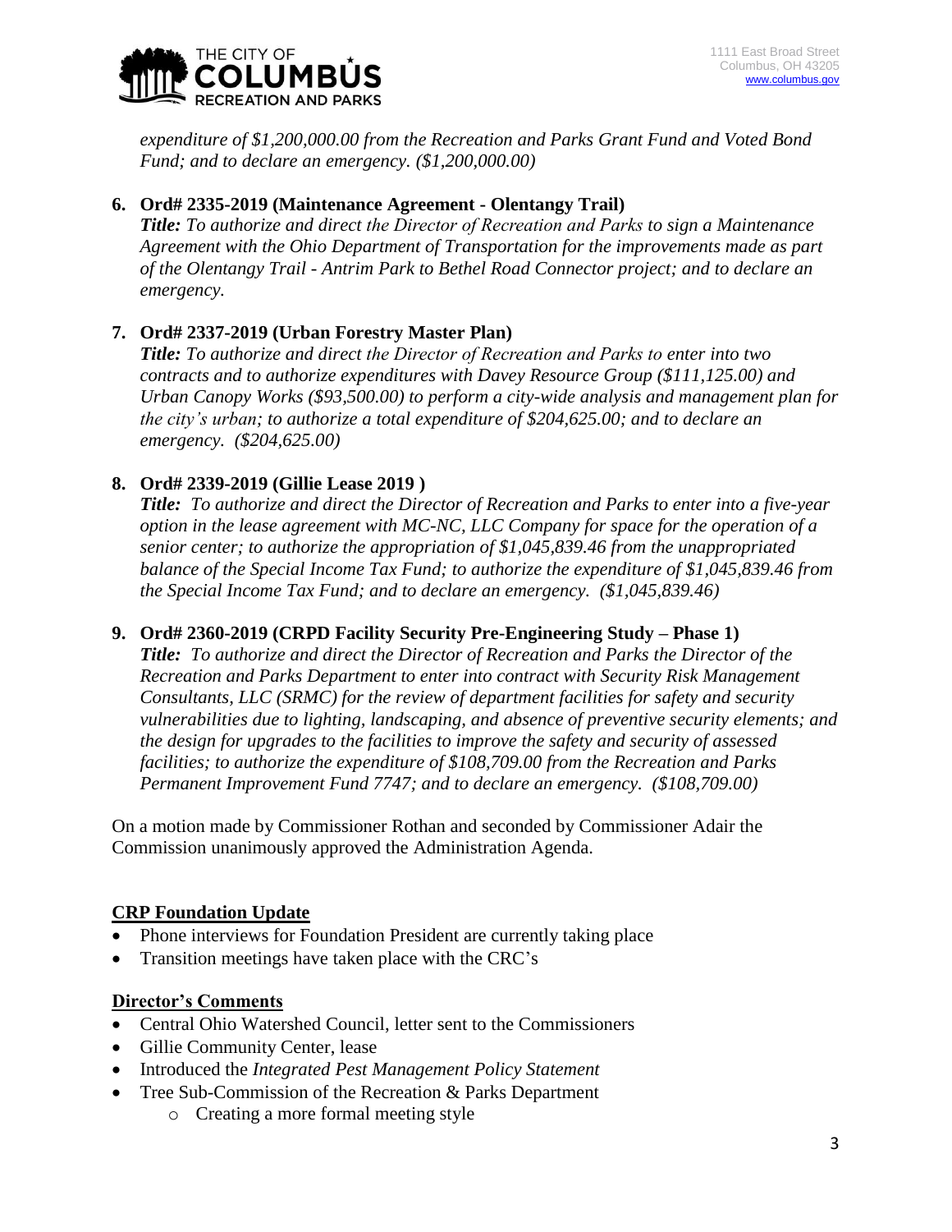*expenditure of $1,200,000.00 from the Recreation and Parks Grant Fund and Voted Bond Fund; and to declare an emergency. ($1,200,000.00)*

**6. Ord# 2335-2019 (Maintenance Agreement - Olentangy Trail)**
***Title:*** *To authorize and direct the Director of Recreation and Parks to sign a Maintenance Agreement with the Ohio Department of Transportation for the improvements made as part of the Olentangy Trail - Antrim Park to Bethel Road Connector project; and to declare an emergency.*

**7. Ord# 2337-2019 (Urban Forestry Master Plan)**
***Title:*** *To authorize and direct the Director of Recreation and Parks to enter into two contracts and to authorize expenditures with Davey Resource Group ($111,125.00) and Urban Canopy Works ($93,500.00) to perform a city-wide analysis and management plan for the city's urban; to authorize a total expenditure of $204,625.00; and to declare an emergency. ($204,625.00)*

**8. Ord# 2339-2019 (Gillie Lease 2019 )**
***Title:*** *To authorize and direct the Director of Recreation and Parks to enter into a five-year option in the lease agreement with MC-NC, LLC Company for space for the operation of a senior center; to authorize the appropriation of $1,045,839.46 from the unappropriated balance of the Special Income Tax Fund; to authorize the expenditure of $1,045,839.46 from the Special Income Tax Fund; and to declare an emergency. ($1,045,839.46)*

**9. Ord# 2360-2019 (CRPD Facility Security Pre-Engineering Study – Phase 1)**
***Title:*** *To authorize and direct the Director of Recreation and Parks the Director of the Recreation and Parks Department to enter into contract with Security Risk Management Consultants, LLC (SRMC) for the review of department facilities for safety and security vulnerabilities due to lighting, landscaping, and absence of preventive security elements; and the design for upgrades to the facilities to improve the safety and security of assessed facilities; to authorize the expenditure of $108,709.00 from the Recreation and Parks Permanent Improvement Fund 7747; and to declare an emergency. ($108,709.00)*

On a motion made by Commissioner Rothan and seconded by Commissioner Adair the Commission unanimously approved the Administration Agenda.

**CRP Foundation Update**

- Phone interviews for Foundation President are currently taking place
- Transition meetings have taken place with the CRC's

**Director's Comments**

- Central Ohio Watershed Council, letter sent to the Commissioners
- Gillie Community Center, lease
- Introduced the *Integrated Pest Management Policy Statement*
- Tree Sub-Commission of the Recreation & Parks Department
    - Creating a more formal meeting style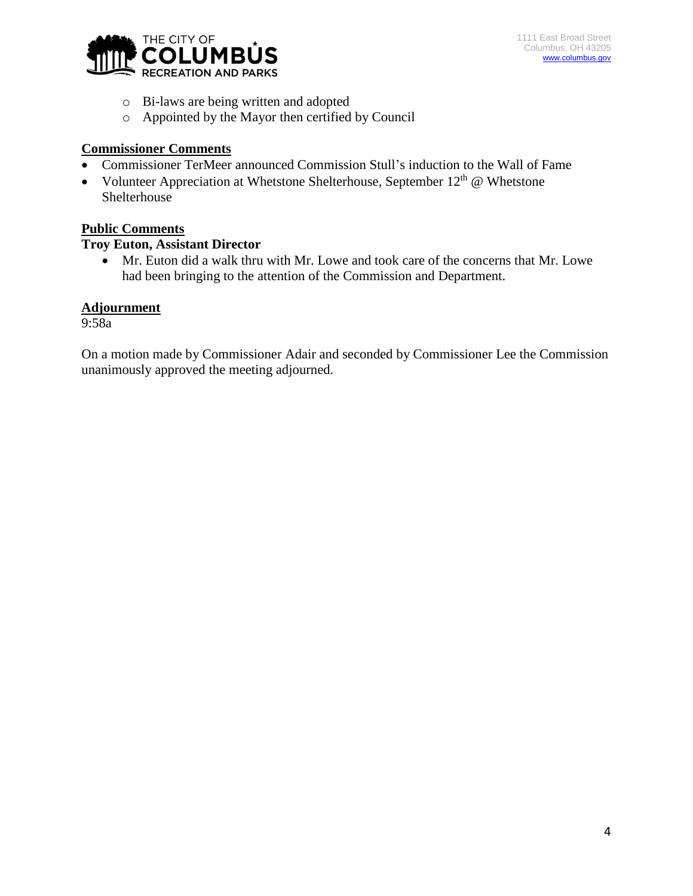- Bi-laws are being written and adopted
  - Appointed by the Mayor then certified by Council

**Commissioner Comments**

- Commissioner TerMeer announced Commission Stull's induction to the Wall of Fame
- Volunteer Appreciation at Whetstone Shelterhouse, September 12th @ Whetstone Shelterhouse

**Public Comments**

**Troy Euton, Assistant Director**

- Mr. Euton did a walk thru with Mr. Lowe and took care of the concerns that Mr. Lowe had been bringing to the attention of the Commission and Department.

**Adjournment**

9:58a

On a motion made by Commissioner Adair and seconded by Commissioner Lee the Commission unanimously approved the meeting adjourned.